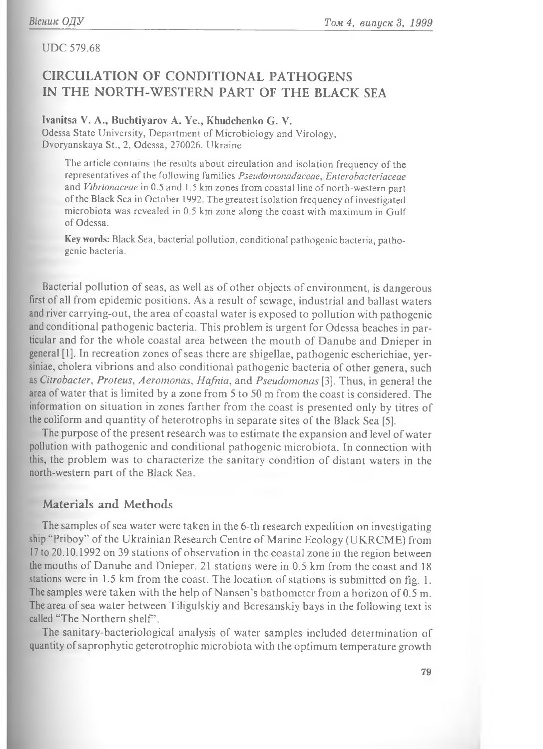UDC 579.68

# CIRCULATION OF CONDITIONAL PATHOGENS IN THE NORTH-WESTERN PART OF THE BLACK SEA

**Ivanitsa V. A., Buchtiyarov A. Ye., Khudchenko G. V.**

Odessa State University, Department of Microbiology and Virology, Dvoryanskaya St., 2, Odessa, 270026, Ukraine

The article contains the results about circulation and isolation frequency of the representatives of the following families *Pseudomonadaceae*, *Enterobacteriaceae* and *Vibrionaceae* in 0.5 and 1.5 km zones from coastal line of north-western part of the Black Sea in October 1992. The greatest isolation frequency of investigated microbiota was revealed in 0.5 km zone along the coast with maximum in Gulf of Odessa.

**Key words:** Black Sea, bacterial pollution, conditional pathogenic bacteria, pathogenic bacteria.

Bacterial pollution of seas, as well as of other objects of environment, is dangerous first of all from epidemic positions. As a result of sewage, industrial and ballast waters and river carrying-out, the area of coastal water is exposed to pollution with pathogenic and conditional pathogenic bacteria. This problem is urgent for Odessa beaches in particular and for the whole coastal area between the mouth of Danube and Dnieper in general [1]. In recreation zones of seas there are shigellae, pathogenic escherichiae, yersiniae, cholera vibrions and also conditional pathogenic bacteria of other genera, such as *Citrobacter*, *Proteus*, *Aeromonas*, *Hafnia*, and *Pseudomonas* [3]. Thus, in general the area of water that is limited by a zone from 5 to 50 m from the coast is considered. The information on situation in zones farther from the coast is presented only by titres of the coliform and quantity of heterotrophs in separate sites of the Black Sea [5].

The purpose of the present research was to estimate the expansion and level of water pollution with pathogenic and conditional pathogenic microbiota. In connection with this, the problem was to characterize the sanitary condition of distant waters in the north-western part of the Black Sea.

## Materials and Methods

The samples of sea water were taken in the 6-th research expedition on investigating ship "Priboy" of the Ukrainian Research Centre of Marine Ecology (UKRCME) from 17 to 20.10.1992 on 39 stations of observation in the coastal zone in the region between the mouths of Danube and Dnieper. 21 stations were in 0.5 km from the coast and 18 stations were in 1.5 km from the coast. The location of stations is submitted on fig. 1. The samples were taken with the help of Nansen's bathometer from a horizon of 0.5 m. The area of sea water between Tiligulskiy and Beresanskiy bays in the following text is called "The Northern shelf".

The sanitary-bacteriological analysis of water samples included determination of quantity of saprophytic geterotrophic microbiota with the optimum temperature growth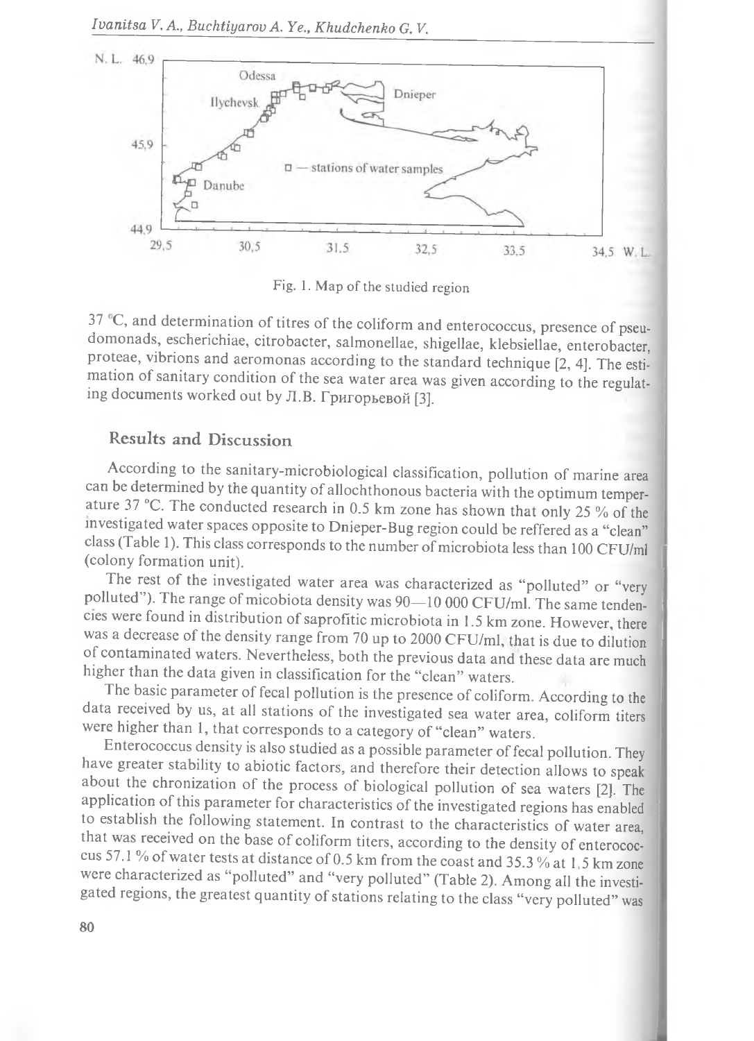Fig. 1. Map of the studied region

37 °C, and determination of titres of the coliform and enterococcus, presence of pseudomonads, escherichiae, citrobacter, salmonellae, shigellae, klebsiellae, enterobacter, proteae, vibrions and aeromonas according to the standard technique [2, 4]. The estimation of sanitary condition of the sea water area was given according to the regulating documents worked out by Л.В. Григорьевой [3].

## Results and Discussion

According to the sanitary-microbiological classification, pollution of marine area can be determined by the quantity of allochthonous bacteria with the optimum temperature 37 °C. The conducted research in 0.5 km zone has shown that only 25 % of the investigated water spaces opposite to Dnieper-Bug region could be reffered as a "clean" class (Table 1). This class corresponds to the number of microbiota less than 100 CFU/ml (colony formation unit).

The rest of the investigated water area was characterized as "polluted" or "very polluted"). The range of micobiota density was 90—10 000 CFU/ml. The same tendencies were found in distribution of saprofitic microbiota in 1.5 km zone. However, there was a decrease of the density range from 70 up to 2000 CFU/ml, that is due to dilution of contaminated waters. Nevertheless, both the previous data and these data are much higher than the data given in classification for the "clean" waters.

The basic parameter of fecal pollution is the presence of coliform. According to the data received by us, at all stations of the investigated sea water area, coliform titers were higher than 1, that corresponds to a category of "clean" waters.

Enterococcus density is also studied as a possible parameter of fecal pollution. They have greater stability to abiotic factors, and therefore their detection allows to speak about the chronization of the process of biological pollution of sea waters [2]. The application of this parameter for characteristics of the investigated regions has enabled to establish the following statement. In contrast to the characteristics of water area, that was received on the base of coliform titers, according to the density of enterococcus 57.1 % of water tests at distance of 0.5 km from the coast and 35.3 % at 1.5 km zone were characterized as "polluted" and "very polluted" (Table 2). Among all the investigated regions, the greatest quantity of stations relating to the class "very polluted" was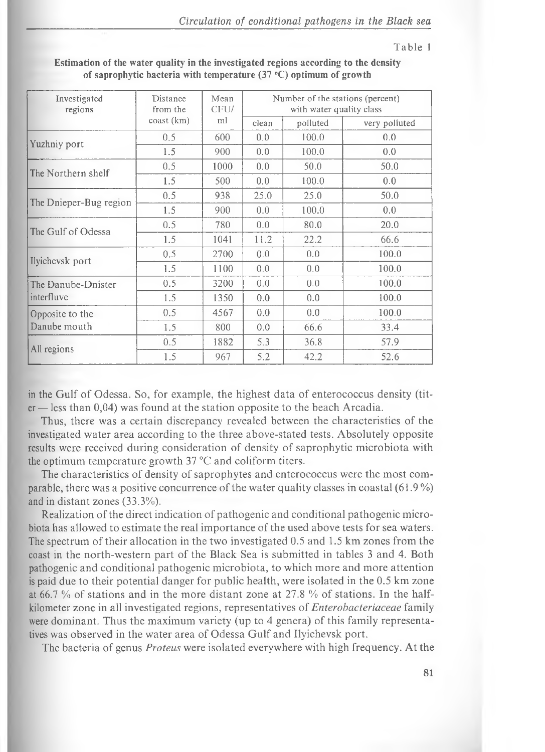Table 1

**Estimation of the water quality in the investigated regions according to the density of saprophytic bacteria with temperature (37 °C) optimum of growth**

| Investigated regions | Distance from the coast (km) | Mean CFU/ml | Number of the stations (percent) with water quality class | | |
|---|---|---|---|---|---|
| | | | clean | polluted | very polluted |
| Yuzhniy port | 0.5 | 600 | 0.0 | 100.0 | 0.0 |
| | 1.5 | 900 | 0.0 | 100.0 | 0.0 |
| The Northern shelf | 0.5 | 1000 | 0.0 | 50.0 | 50.0 |
| | 1.5 | 500 | 0.0 | 100.0 | 0.0 |
| The Dnieper-Bug region | 0.5 | 938 | 25.0 | 25.0 | 50.0 |
| | 1.5 | 900 | 0.0 | 100.0 | 0.0 |
| The Gulf of Odessa | 0.5 | 780 | 0.0 | 80.0 | 20.0 |
| | 1.5 | 1041 | 11.2 | 22.2 | 66.6 |
| Ilyichevsk port | 0.5 | 2700 | 0.0 | 0.0 | 100.0 |
| | 1.5 | 1100 | 0.0 | 0.0 | 100.0 |
| The Danube-Dnister interfluve | 0.5 | 3200 | 0.0 | 0.0 | 100.0 |
| | 1.5 | 1350 | 0.0 | 0.0 | 100.0 |
| Opposite to the Danube mouth | 0.5 | 4567 | 0.0 | 0.0 | 100.0 |
| | 1.5 | 800 | 0.0 | 66.6 | 33.4 |
| All regions | 0.5 | 1882 | 5.3 | 36.8 | 57.9 |
| | 1.5 | 967 | 5.2 | 42.2 | 52.6 |

in the Gulf of Odessa. So, for example, the highest data of enterococcus density (titer — less than 0,04) was found at the station opposite to the beach Arcadia.

Thus, there was a certain discrepancy revealed between the characteristics of the investigated water area according to the three above-stated tests. Absolutely opposite results were received during consideration of density of saprophytic microbiota with the optimum temperature growth 37 °C and coliform titers.

The characteristics of density of saprophytes and enterococcus were the most comparable, there was a positive concurrence of the water quality classes in coastal (61.9 %) and in distant zones (33.3%).

Realization of the direct indication of pathogenic and conditional pathogenic microbiota has allowed to estimate the real importance of the used above tests for sea waters. The spectrum of their allocation in the two investigated 0.5 and 1.5 km zones from the coast in the north-western part of the Black Sea is submitted in tables 3 and 4. Both pathogenic and conditional pathogenic microbiota, to which more and more attention is paid due to their potential danger for public health, were isolated in the 0.5 km zone at 66.7 % of stations and in the more distant zone at 27.8 % of stations. In the half-kilometer zone in all investigated regions, representatives of *Enterobacteriaceae* family were dominant. Thus the maximum variety (up to 4 genera) of this family representatives was observed in the water area of Odessa Gulf and Ilyichevsk port.

The bacteria of genus *Proteus* were isolated everywhere with high frequency. At the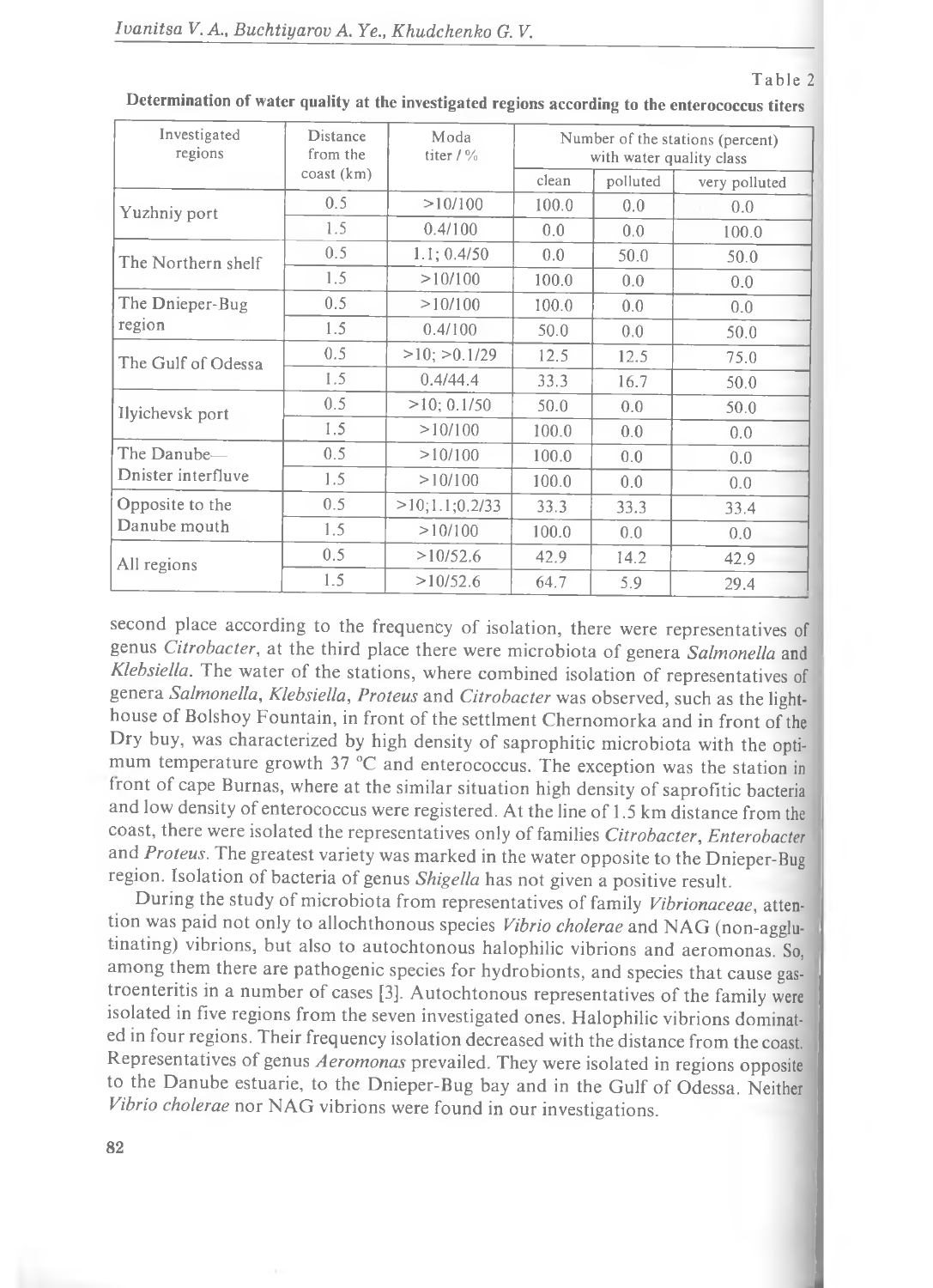Table 2

**Determination of water quality at the investigated regions according to the enterococcus titers**

| Investigated regions | Distance from the coast (km) | Moda titer / % | Number of the stations (percent) with water quality class | | |
|---|---|---|---|---|---|
| | | | clean | polluted | very polluted |
| Yuzhniy port | 0.5 | >10/100 | 100.0 | 0.0 | 0.0 |
| | 1.5 | 0.4/100 | 0.0 | 0.0 | 100.0 |
| The Northern shelf | 0.5 | 1.1; 0.4/50 | 0.0 | 50.0 | 50.0 |
| | 1.5 | >10/100 | 100.0 | 0.0 | 0.0 |
| The Dnieper-Bug region | 0.5 | >10/100 | 100.0 | 0.0 | 0.0 |
| | 1.5 | 0.4/100 | 50.0 | 0.0 | 50.0 |
| The Gulf of Odessa | 0.5 | >10; >0.1/29 | 12.5 | 12.5 | 75.0 |
| | 1.5 | 0.4/44.4 | 33.3 | 16.7 | 50.0 |
| Ilyichevsk port | 0.5 | >10; 0.1/50 | 50.0 | 0.0 | 50.0 |
| | 1.5 | >10/100 | 100.0 | 0.0 | 0.0 |
| The Danube—Dnister interfluve | 0.5 | >10/100 | 100.0 | 0.0 | 0.0 |
| | 1.5 | >10/100 | 100.0 | 0.0 | 0.0 |
| Opposite to the Danube mouth | 0.5 | >10;1.1;0.2/33 | 33.3 | 33.3 | 33.4 |
| | 1.5 | >10/100 | 100.0 | 0.0 | 0.0 |
| All regions | 0.5 | >10/52.6 | 42.9 | 14.2 | 42.9 |
| | 1.5 | >10/52.6 | 64.7 | 5.9 | 29.4 |

second place according to the frequency of isolation, there were representatives of genus *Citrobacter*, at the third place there were microbiota of genera *Salmonella* and *Klebsiella*. The water of the stations, where combined isolation of representatives of genera *Salmonella, Klebsiella, Proteus* and *Citrobacter* was observed, such as the lighthouse of Bolshoy Fountain, in front of the settlment Chernomorka and in front of the Dry buy, was characterized by high density of saprophitic microbiota with the optimum temperature growth 37 °C and enterococcus. The exception was the station in front of cape Burnas, where at the similar situation high density of saprofitic bacteria and low density of enterococcus were registered. At the line of 1.5 km distance from the coast, there were isolated the representatives only of families *Citrobacter, Enterobacter* and *Proteus*. The greatest variety was marked in the water opposite to the Dnieper-Bug region. Isolation of bacteria of genus *Shigella* has not given a positive result.

During the study of microbiota from representatives of family *Vibrionaceae*, attention was paid not only to allochthonous species *Vibrio cholerae* and NAG (non-agglutinating) vibrions, but also to autochtonous halophilic vibrions and aeromonas. So, among them there are pathogenic species for hydrobionts, and species that cause gastroenteritis in a number of cases [3]. Autochtonous representatives of the family were isolated in five regions from the seven investigated ones. Halophilic vibrions dominated in four regions. Their frequency isolation decreased with the distance from the coast. Representatives of genus *Aeromonas* prevailed. They were isolated in regions opposite to the Danube estuarie, to the Dnieper-Bug bay and in the Gulf of Odessa. Neither *Vibrio cholerae* nor NAG vibrions were found in our investigations.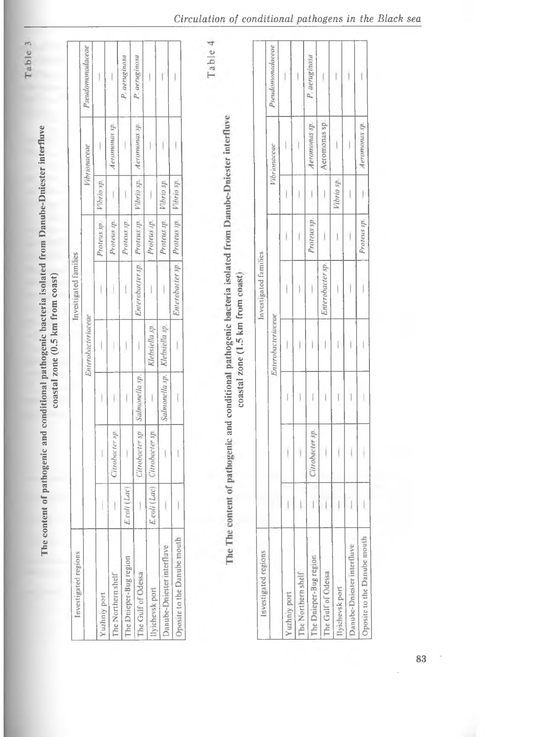Table 3

**The content of pathogenic and conditional pathogenic bacteria isolated from Danube-Dniester interfluve coastal zone (0.5 km from coast)**

| Investigated regions | Investigated families | | | | | | | | |
|---|---|---|---|---|---|---|---|---|---|
| | *Enterobacteriaceae* | | | | | | *Vibrionaceae* | | *Pseudomonadaceae* |
| Yuzhniy port | — | — | — | — | — | *Proteus sp.* | *Vibrio sp.* | — | — |
| The Northern shelf | — | *Citrobacter sp.* | — | — | — | *Proteus sp.* | — | *Aeromonas sp.* | — |
| The Dnieper-Bug region | *E.coli (Lac)* | — | — | — | — | *Proteus sp.* | — | — | *P. aeruginosa* |
| The Gulf of Odessa | — | *Citrobacter sp.* | *Salmonella sp.* | — | *Enterobacter sp.* | *Proteus sp.* | *Vibrio sp.* | *Aeromonas sp.* | *P. aeruginosa* |
| Ilyichevsk port | *E.coli (Lac)* | *Citrobacter sp.* | — | *Klebsiella sp.* | — | — | — | — | — |
| Danube-Dniester interfluve | — | — | *Salmonella sp.* | *Klebsiella sp.* | | *Proteus sp.* | *Vibrio sp.* | — | — |
| Oposite to the Danube mouth | — | — | — | — | *Enterobacter sp.* | *Proteus sp.* | *Vibrio sp.* | — | — |

Table 4

**The The content of pathogenic and conditional pathogenic bacteria isolated from Danube-Dniester interfluve coastal zone (1.5 km from coast)**

| Investigated regions | Investigated families | | | | | | | | |
|---|---|---|---|---|---|---|---|---|---|
| | *Enterobacteriaceae* | | | | | | *Vibrionaceae* | | *Pseudomonadaceae* |
| Yuzhniy port | — | — | — | — | — | — | — | — | — |
| The Northern shelf | — | — | — | — | — | — | — | — | — |
| The Dnieper-Bug region | — | *Citrobacter sp.* | — | — | — | *Proteus sp.* | — | *Aeromonas sp.* | *P. aeruginosa* |
| The Gulf of Odessa | — | — | — | — | *Enterobacter sp.* | — | — | Aeromonas sp. | — |
| Ilyichevsk port | — | — | — | — | — | — | *Vibrio sp.* | — | — |
| Danube-Dniester interfluve | — | — | — | — | — | — | — | — | — |
| Oposite to the Danube mouth | — | — | — | — | — | *Proteus sp.* | — | *Aeromonas sp.* | — |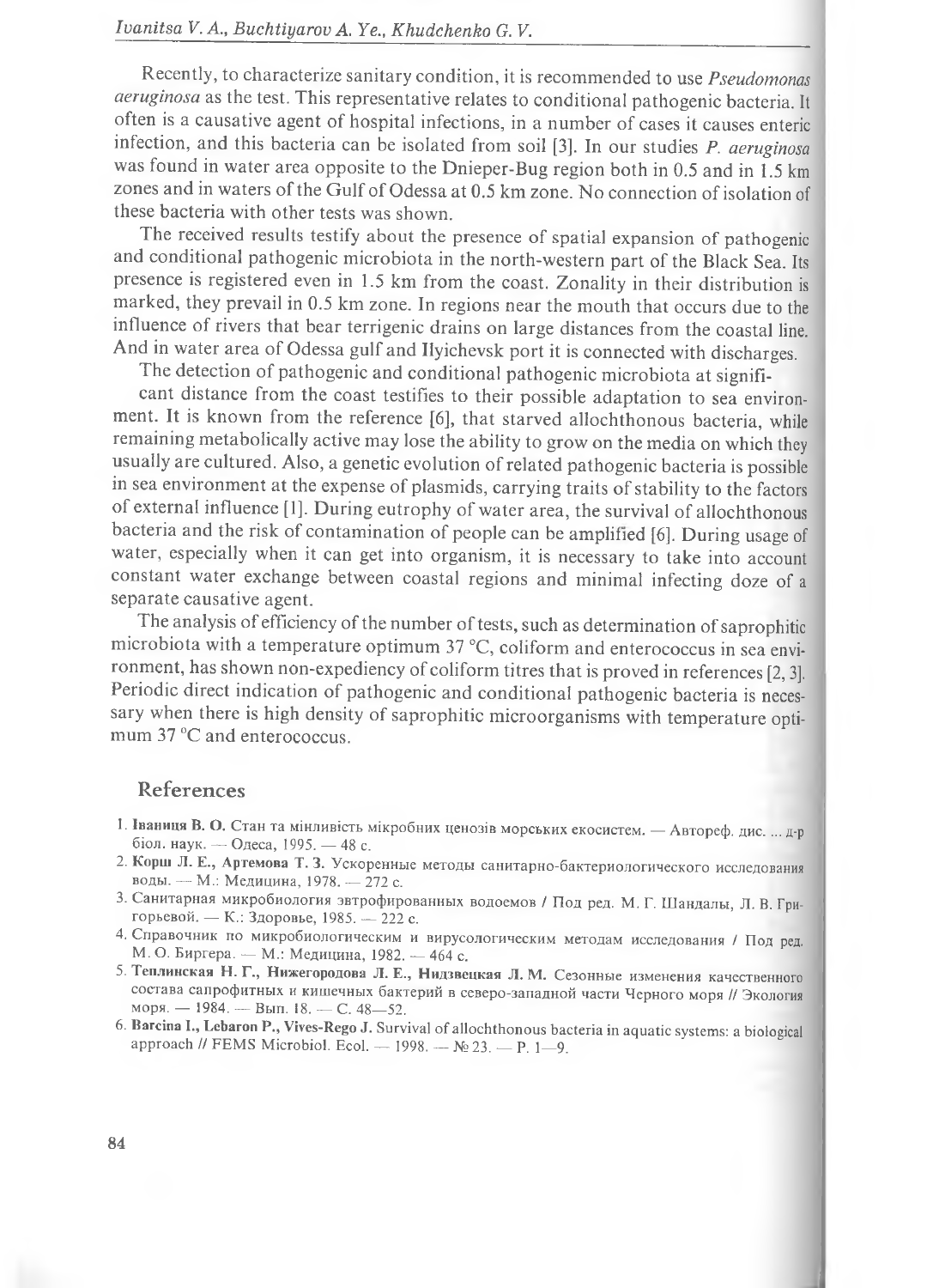Recently, to characterize sanitary condition, it is recommended to use *Pseudomonas aeruginosa* as the test. This representative relates to conditional pathogenic bacteria. It often is a causative agent of hospital infections, in a number of cases it causes enteric infection, and this bacteria can be isolated from soil [3]. In our studies *P. aeruginosa* was found in water area opposite to the Dnieper-Bug region both in 0.5 and in 1.5 km zones and in waters of the Gulf of Odessa at 0.5 km zone. No connection of isolation of these bacteria with other tests was shown.

The received results testify about the presence of spatial expansion of pathogenic and conditional pathogenic microbiota in the north-western part of the Black Sea. Its presence is registered even in 1.5 km from the coast. Zonality in their distribution is marked, they prevail in 0.5 km zone. In regions near the mouth that occurs due to the influence of rivers that bear terrigenic drains on large distances from the coastal line. And in water area of Odessa gulf and Ilyichevsk port it is connected with discharges.

The detection of pathogenic and conditional pathogenic microbiota at significant distance from the coast testifies to their possible adaptation to sea environment. It is known from the reference [6], that starved allochthonous bacteria, while remaining metabolically active may lose the ability to grow on the media on which they usually are cultured. Also, a genetic evolution of related pathogenic bacteria is possible in sea environment at the expense of plasmids, carrying traits of stability to the factors of external influence [1]. During eutrophy of water area, the survival of allochthonous bacteria and the risk of contamination of people can be amplified [6]. During usage of water, especially when it can get into organism, it is necessary to take into account constant water exchange between coastal regions and minimal infecting doze of a separate causative agent.

The analysis of efficiency of the number of tests, such as determination of saprophitic microbiota with a temperature optimum 37 °C, coliform and enterococcus in sea environment, has shown non-expediency of coliform titres that is proved in references [2, 3]. Periodic direct indication of pathogenic and conditional pathogenic bacteria is necessary when there is high density of saprophitic microorganisms with temperature optimum 37 °C and enterococcus.

## References

1. **Іваниця В. О.** Стан та мінливість мікробних ценозів морських екосистем. — Автореф. дис. ... д-р біол. наук. — Одеса, 1995. — 48 с.
2. **Корш Л. Е., Артемова Т. З.** Ускоренные методы санитарно-бактериологического исследования воды. — М.: Медицина, 1978. — 272 с.
3. Санитарная микробиология эвтрофированных водоемов / Под ред. М. Г. Шандалы, Л. В. Григорьевой. — К.: Здоровье, 1985. — 222 с.
4. Справочник по микробиологическим и вирусологическим методам исследования / Под ред. М. О. Биргера. — М.: Медицина, 1982. — 464 с.
5. **Теплинская Н. Г., Нижегородова Л. Е., Нидзвецкая Л. М.** Сезонные изменения качественного состава сапрофитных и кишечных бактерий в северо-западной части Черного моря // Экология моря. — 1984. — Вып. 18. — С. 48—52.
6. **Barcina I., Lebaron P., Vives-Rego J.** Survival of allochthonous bacteria in aquatic systems: a biological approach // FEMS Microbiol. Ecol. — 1998. — № 23. — P. 1—9.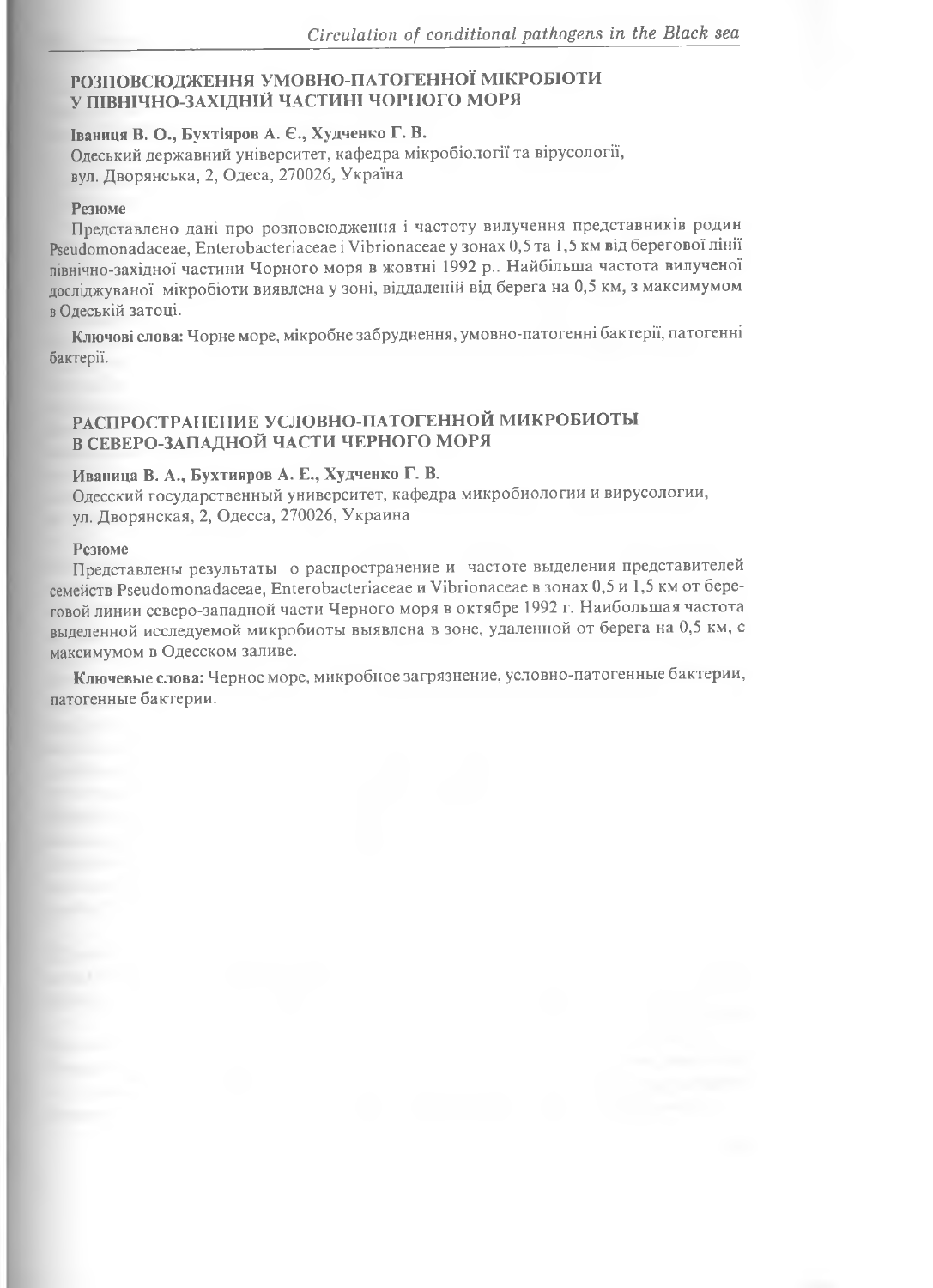## РОЗПОВСЮДЖЕННЯ УМОВНО-ПАТОГЕННОЇ МІКРОБІОТИ У ПІВНІЧНО-ЗАХІДНІЙ ЧАСТИНІ ЧОРНОГО МОРЯ

**Іваниця В. О., Бухтіяров А. Є., Худченко Г. В.**

Одеський державний університет, кафедра мікробіології та вірусології, вул. Дворянська, 2, Одеса, 270026, Україна

**Резюме**

Представлено дані про розповсюдження і частоту вилучення представників родин Pseudomonadaceae, Enterobacteriaceae і Vibrionaceae у зонах 0,5 та 1,5 км від берегової лінії північно-західної частини Чорного моря в жовтні 1992 р.. Найбільша частота вилученої досліджуваної мікробіоти виявлена у зоні, віддаленій від берега на 0,5 км, з максимумом в Одеській затоці.

**Ключові слова:** Чорне море, мікробне забруднення, умовно-патогенні бактерії, патогенні бактерії.

## РАСПРОСТРАНЕНИЕ УСЛОВНО-ПАТОГЕННОЙ МИКРОБИОТЫ В СЕВЕРО-ЗАПАДНОЙ ЧАСТИ ЧЕРНОГО МОРЯ

**Иваница В. А., Бухтияров А. Е., Худченко Г. В.**

Одесский государственный университет, кафедра микробиологии и вирусологии, ул. Дворянская, 2, Одесса, 270026, Украина

**Резюме**

Представлены результаты о распространение и частоте выделения представителей семейств Pseudomonadaceae, Enterobacteriaceae и Vibrionaceae в зонах 0,5 и 1,5 км от береговой линии северо-западной части Черного моря в октябре 1992 г. Наибольшая частота выделенной исследуемой микробиоты выявлена в зоне, удаленной от берега на 0,5 км, с максимумом в Одесском заливе.

**Ключевые слова:** Черное море, микробное загрязнение, условно-патогенные бактерии, патогенные бактерии.